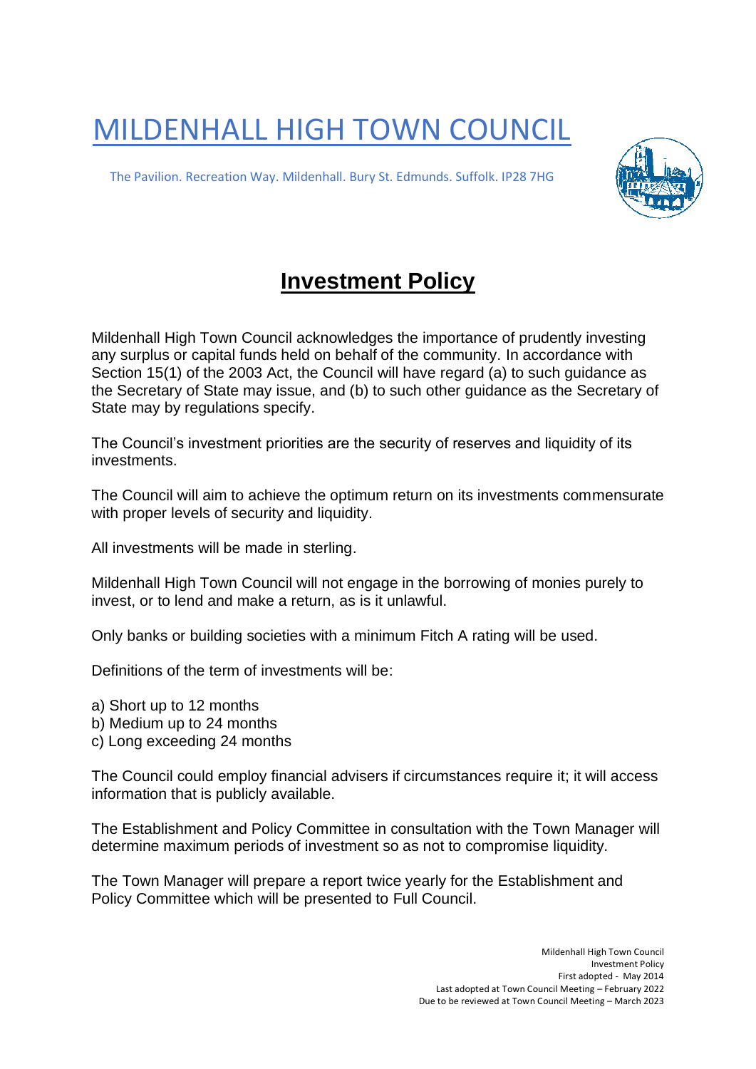# MILDENHALL HIGH TOWN COUNCIL

The Pavilion. Recreation Way. Mildenhall. Bury St. Edmunds. Suffolk. IP28 7HG

## **Investment Policy**

Mildenhall High Town Council acknowledges the importance of prudently investing any surplus or capital funds held on behalf of the community. In accordance with Section 15(1) of the 2003 Act, the Council will have regard (a) to such guidance as the Secretary of State may issue, and (b) to such other guidance as the Secretary of State may by regulations specify.

The Council's investment priorities are the security of reserves and liquidity of its investments.

The Council will aim to achieve the optimum return on its investments commensurate with proper levels of security and liquidity.

All investments will be made in sterling.

Mildenhall High Town Council will not engage in the borrowing of monies purely to invest, or to lend and make a return, as is it unlawful.

Only banks or building societies with a minimum Fitch A rating will be used.

Definitions of the term of investments will be:

a) Short up to 12 months
b) Medium up to 24 months
c) Long exceeding 24 months

The Council could employ financial advisers if circumstances require it; it will access information that is publicly available.

The Establishment and Policy Committee in consultation with the Town Manager will determine maximum periods of investment so as not to compromise liquidity.

The Town Manager will prepare a report twice yearly for the Establishment and Policy Committee which will be presented to Full Council.

Mildenhall High Town Council
Investment Policy
First adopted - May 2014
Last adopted at Town Council Meeting – February 2022
Due to be reviewed at Town Council Meeting – March 2023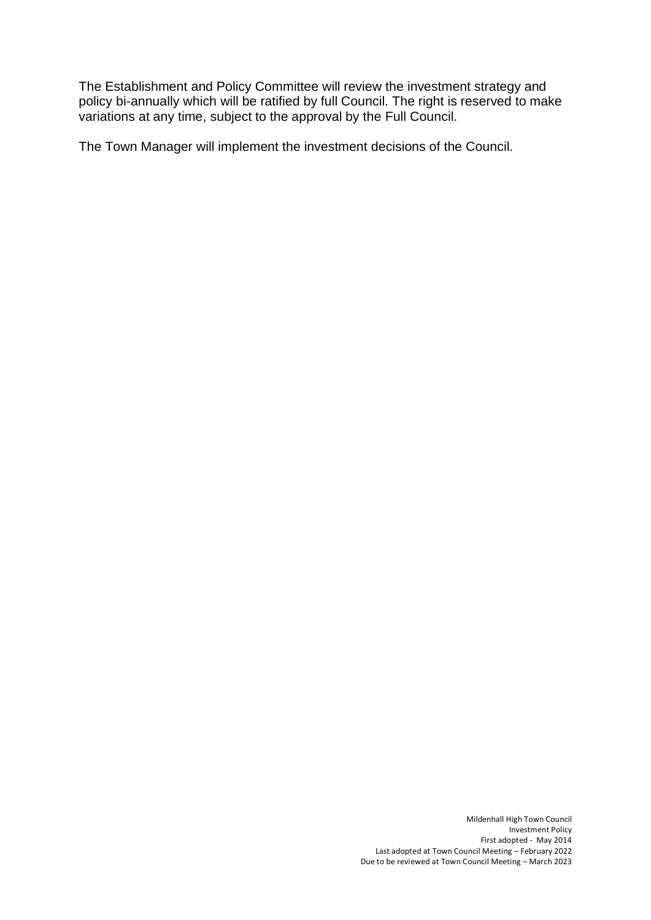The Establishment and Policy Committee will review the investment strategy and policy bi-annually which will be ratified by full Council. The right is reserved to make variations at any time, subject to the approval by the Full Council.

The Town Manager will implement the investment decisions of the Council.

Mildenhall High Town Council
Investment Policy
First adopted - May 2014
Last adopted at Town Council Meeting – February 2022
Due to be reviewed at Town Council Meeting – March 2023